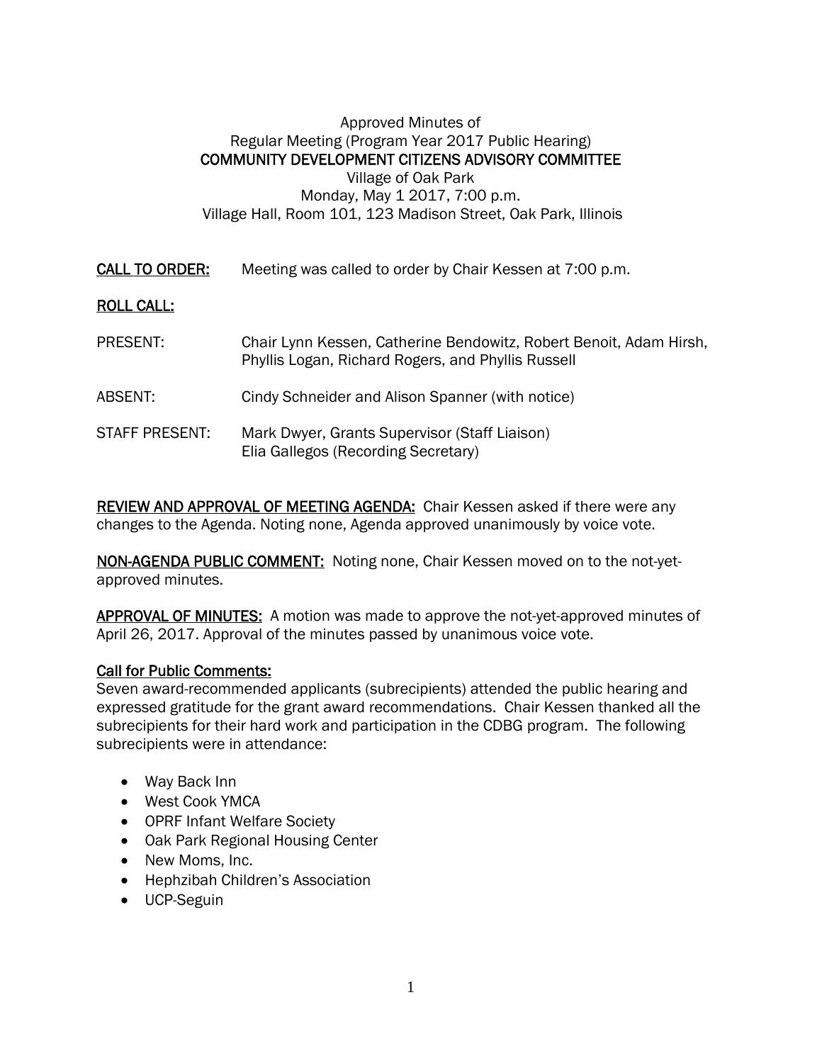Approved Minutes of
Regular Meeting (Program Year 2017 Public Hearing)
**COMMUNITY DEVELOPMENT CITIZENS ADVISORY COMMITTEE**
Village of Oak Park
Monday, May 1 2017, 7:00 p.m.
Village Hall, Room 101, 123 Madison Street, Oak Park, Illinois

**CALL TO ORDER:** Meeting was called to order by Chair Kessen at 7:00 p.m.

**ROLL CALL:**

PRESENT: Chair Lynn Kessen, Catherine Bendowitz, Robert Benoit, Adam Hirsh, Phyllis Logan, Richard Rogers, and Phyllis Russell

ABSENT: Cindy Schneider and Alison Spanner (with notice)

STAFF PRESENT: Mark Dwyer, Grants Supervisor (Staff Liaison)
Elia Gallegos (Recording Secretary)

**REVIEW AND APPROVAL OF MEETING AGENDA:** Chair Kessen asked if there were any changes to the Agenda. Noting none, Agenda approved unanimously by voice vote.

**NON-AGENDA PUBLIC COMMENT:** Noting none, Chair Kessen moved on to the not-yet-approved minutes.

**APPROVAL OF MINUTES:** A motion was made to approve the not-yet-approved minutes of April 26, 2017. Approval of the minutes passed by unanimous voice vote.

**Call for Public Comments:**
Seven award-recommended applicants (subrecipients) attended the public hearing and expressed gratitude for the grant award recommendations. Chair Kessen thanked all the subrecipients for their hard work and participation in the CDBG program. The following subrecipients were in attendance:

- Way Back Inn
- West Cook YMCA
- OPRF Infant Welfare Society
- Oak Park Regional Housing Center
- New Moms, Inc.
- Hephzibah Children's Association
- UCP-Seguin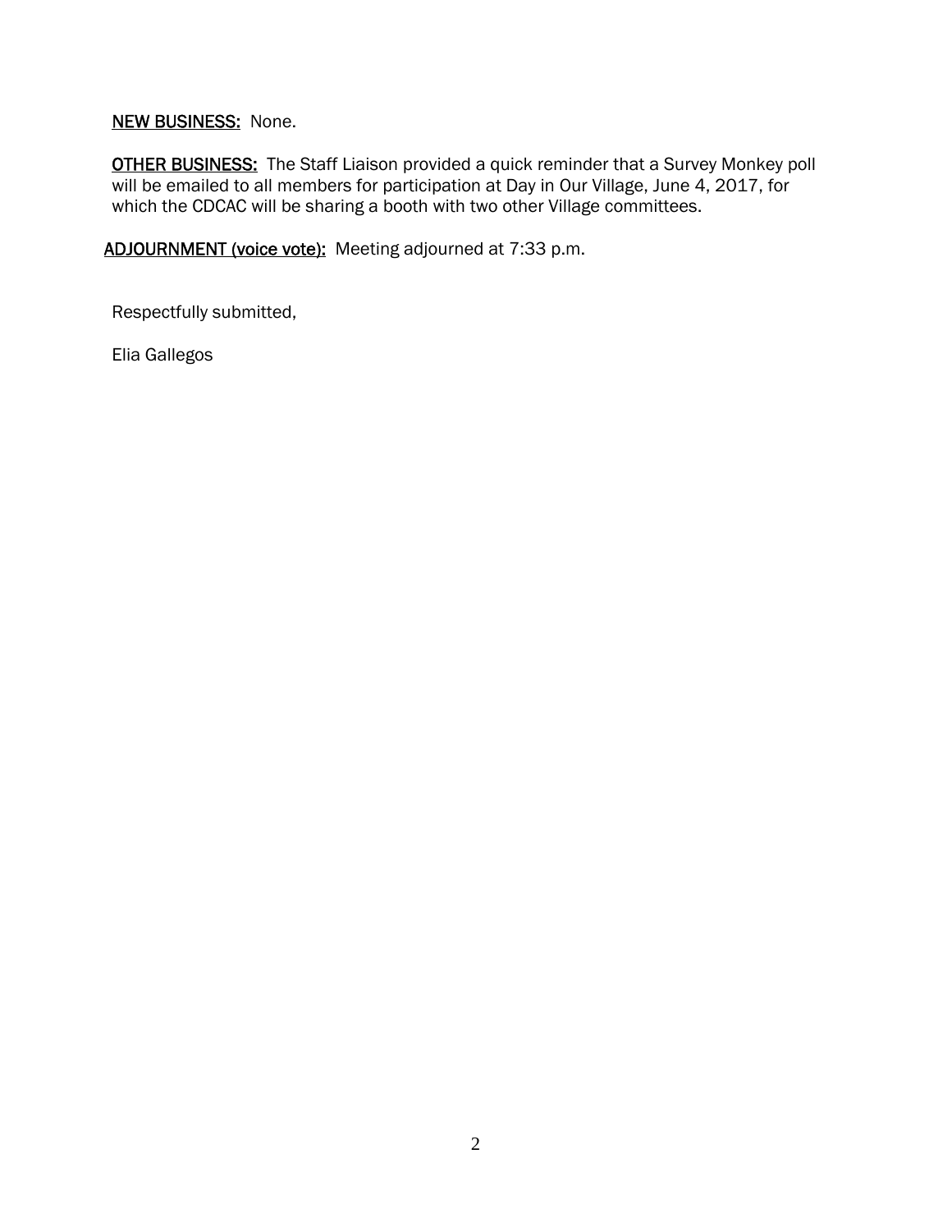<u>**NEW BUSINESS:**</u> None.

<u>**OTHER BUSINESS:**</u> The Staff Liaison provided a quick reminder that a Survey Monkey poll will be emailed to all members for participation at Day in Our Village, June 4, 2017, for which the CDCAC will be sharing a booth with two other Village committees.

<u>**ADJOURNMENT (voice vote):**</u> Meeting adjourned at 7:33 p.m.

Respectfully submitted,

Elia Gallegos